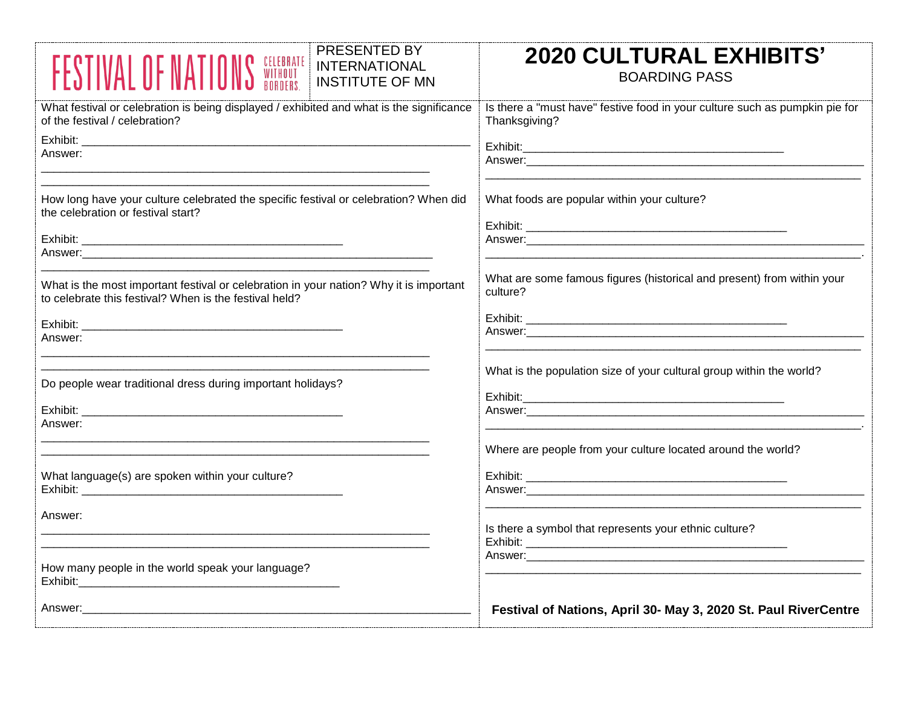# FESTIVAL OF NATIONS

CELEBRATE WITHOUT BORDERS.

PRESENTED BY INTERNATIONAL INSTITUTE OF MN

# 2020 CULTURAL EXHIBITS'

BOARDING PASS

What festival or celebration is being displayed / exhibited and what is the significance of the festival / celebration?

Exhibit: ______________________________________________

Answer:

______________________________________________

______________________________________________

How long have your culture celebrated the specific festival or celebration? When did the celebration or festival start?

Exhibit: ______________________________________________

Answer: ______________________________________________

______________________________________________

What is the most important festival or celebration in your nation? Why it is important to celebrate this festival? When is the festival held?

Exhibit: ______________________________________________

Answer:

______________________________________________

______________________________________________

Do people wear traditional dress during important holidays?

Exhibit: ______________________________________________

Answer:

______________________________________________

______________________________________________

What language(s) are spoken within your culture?

Exhibit: ______________________________________________

Answer:

______________________________________________

______________________________________________

How many people in the world speak your language?

Exhibit: ______________________________________________

Answer: ______________________________________________

Is there a "must have" festive food in your culture such as pumpkin pie for Thanksgiving?

Exhibit: ______________________________________________

Answer: ______________________________________________

______________________________________________

What foods are popular within your culture?

Exhibit: ______________________________________________

Answer: ______________________________________________

______________________________________________.

What are some famous figures (historical and present) from within your culture?

Exhibit: ______________________________________________

Answer: ______________________________________________

______________________________________________

What is the population size of your cultural group within the world?

Exhibit: ______________________________________________

Answer: ______________________________________________

______________________________________________.

Where are people from your culture located around the world?

Exhibit: ______________________________________________

Answer: ______________________________________________

______________________________________________

Is there a symbol that represents your ethnic culture?

Exhibit: ______________________________________________

Answer: ______________________________________________

______________________________________________

**Festival of Nations, April 30- May 3, 2020 St. Paul RiverCentre**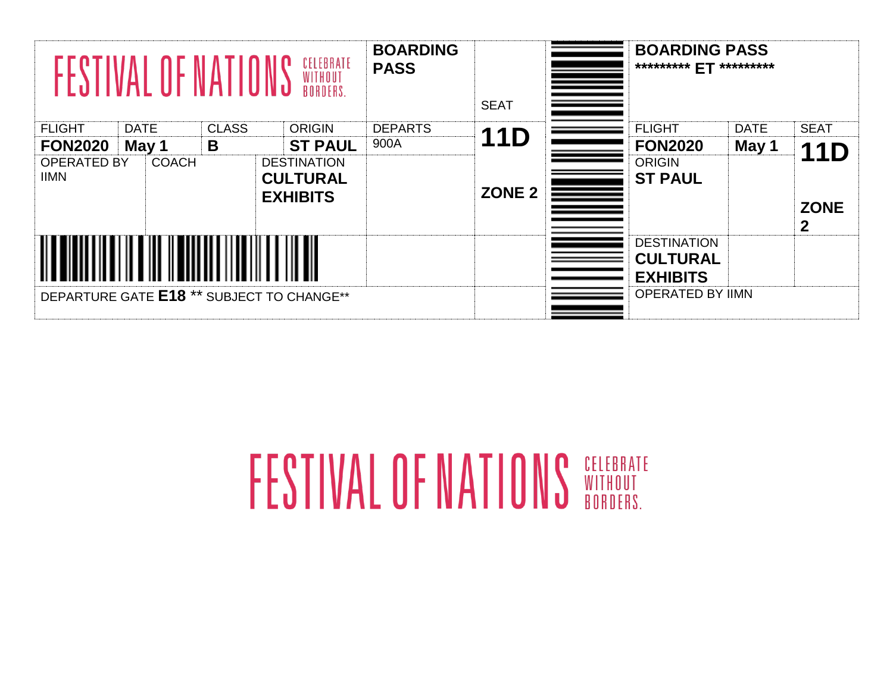FESTIVAL OF NATIONS CELEBRATE WITHOUT BORDERS.

**BOARDING PASS**

| FLIGHT | DATE | CLASS | ORIGIN | DEPARTS | SEAT |
|---|---|---|---|---|---|
| **FON2020** | **May 1** | **B** | **ST PAUL** | 900A | **11D** |
| OPERATED BY IIMN | COACH | | DESTINATION **CULTURAL EXHIBITS** | | **ZONE 2** |

DEPARTURE GATE **E18** ** SUBJECT TO CHANGE**

**BOARDING PASS**

**********\* ET **********\*

| FLIGHT | DATE | SEAT |
|---|---|---|
| **FON2020** | **May 1** | **11D** |
| ORIGIN **ST PAUL** | | **ZONE 2** |
| DESTINATION **CULTURAL EXHIBITS** | | |

OPERATED BY IIMN

FESTIVAL OF NATIONS CELEBRATE WITHOUT BORDERS.